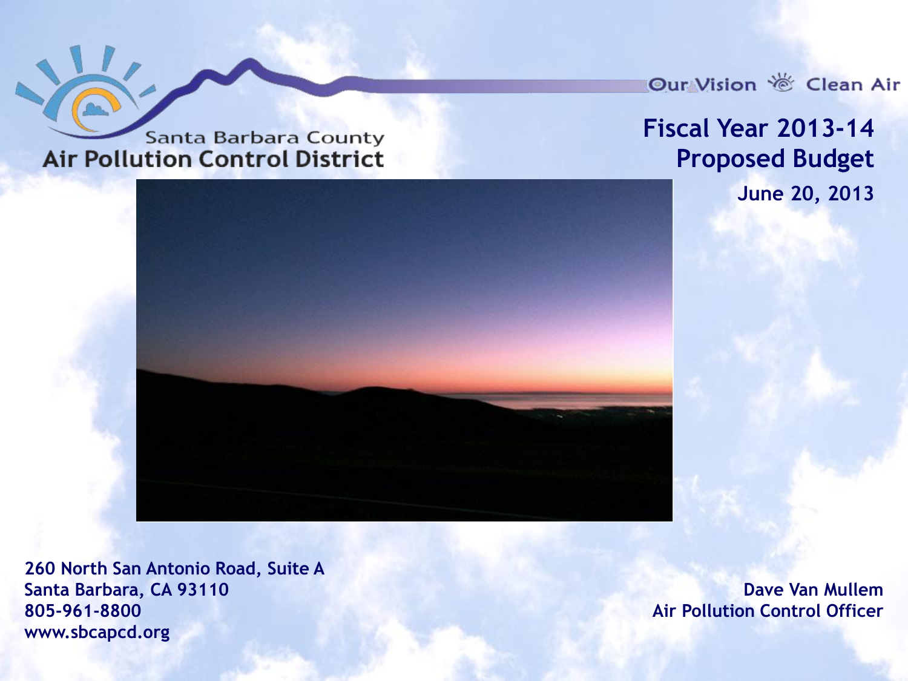Santa Barbara County
Air Pollution Control District

Our Vision Clean Air

# Fiscal Year 2013-14 Proposed Budget

June 20, 2013

260 North San Antonio Road, Suite A
Santa Barbara, CA 93110
805-961-8800
www.sbcapcd.org

Dave Van Mullem
Air Pollution Control Officer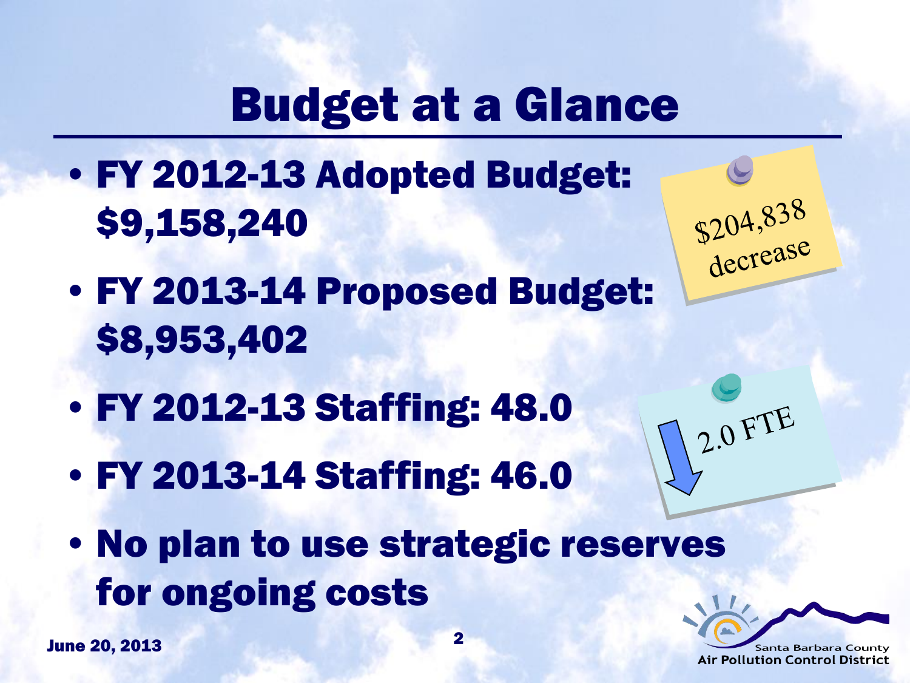# Budget at a Glance

- **FY 2012-13 Adopted Budget: $9,158,240**
- **FY 2013-14 Proposed Budget: $8,953,402**

$204,838 decrease

- **FY 2012-13 Staffing: 48.0**
- **FY 2013-14 Staffing: 46.0**

2.0 FTE

- **No plan to use strategic reserves for ongoing costs**

June 20, 2013

Santa Barbara County Air Pollution Control District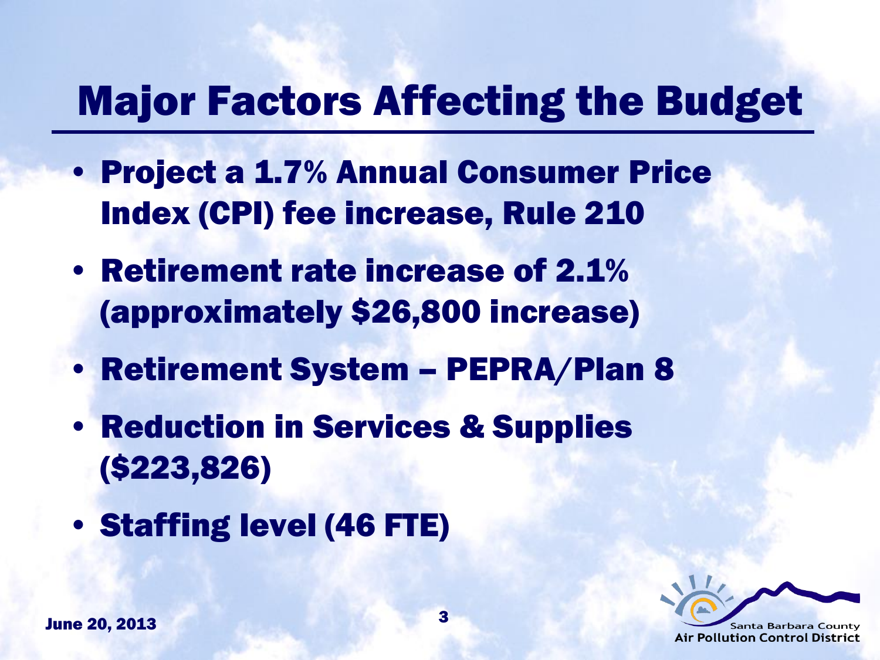# Major Factors Affecting the Budget

- Project a 1.7% Annual Consumer Price Index (CPI) fee increase, Rule 210
- Retirement rate increase of 2.1% (approximately $26,800 increase)
- Retirement System – PEPRA/Plan 8
- Reduction in Services & Supplies ($223,826)
- Staffing level (46 FTE)

June 20, 2013

Santa Barbara County Air Pollution Control District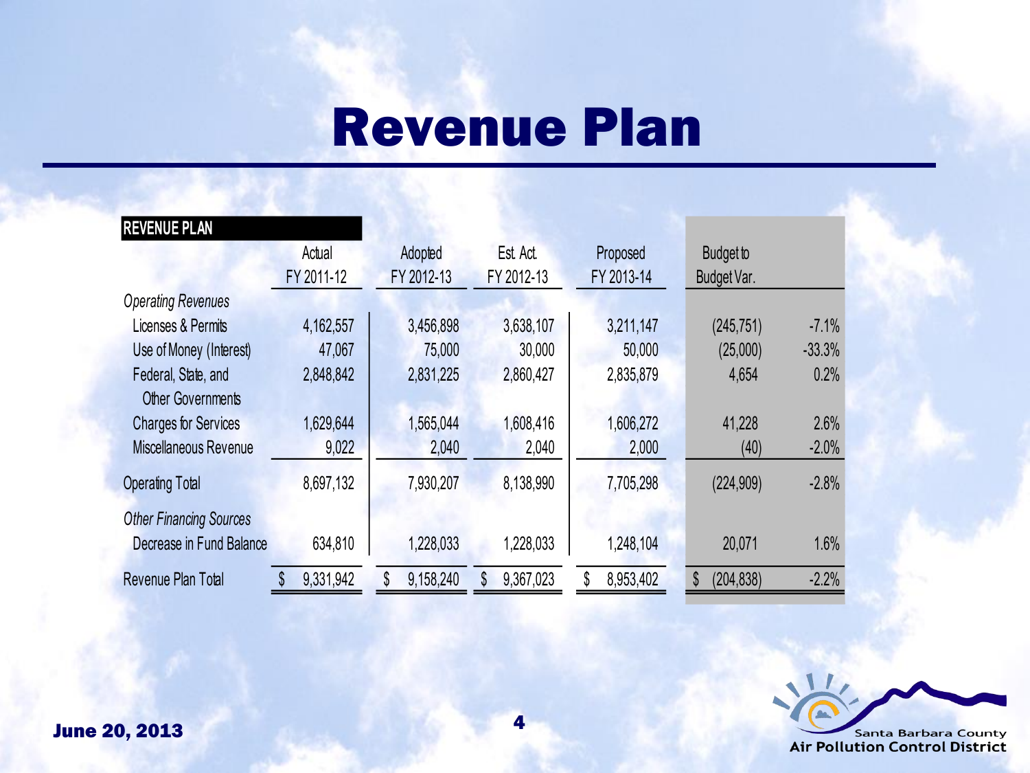# Revenue Plan

| REVENUE PLAN | Actual FY 2011-12 | Adopted FY 2012-13 | Est. Act. FY 2012-13 | Proposed FY 2013-14 | Budget to Budget Var. | |
|---|---|---|---|---|---|---|
| *Operating Revenues* | | | | | | |
| Licenses & Permits | 4,162,557 | 3,456,898 | 3,638,107 | 3,211,147 | (245,751) | -7.1% |
| Use of Money (Interest) | 47,067 | 75,000 | 30,000 | 50,000 | (25,000) | -33.3% |
| Federal, State, and Other Governments | 2,848,842 | 2,831,225 | 2,860,427 | 2,835,879 | 4,654 | 0.2% |
| Charges for Services | 1,629,644 | 1,565,044 | 1,608,416 | 1,606,272 | 41,228 | 2.6% |
| Miscellaneous Revenue | 9,022 | 2,040 | 2,040 | 2,000 | (40) | -2.0% |
| Operating Total | 8,697,132 | 7,930,207 | 8,138,990 | 7,705,298 | (224,909) | -2.8% |
| *Other Financing Sources* | | | | | | |
| Decrease in Fund Balance | 634,810 | 1,228,033 | 1,228,033 | 1,248,104 | 20,071 | 1.6% |
| Revenue Plan Total | $ 9,331,942 | $ 9,158,240 | $ 9,367,023 | $ 8,953,402 | $ (204,838) | -2.2% |

June 20, 2013

Santa Barbara County Air Pollution Control District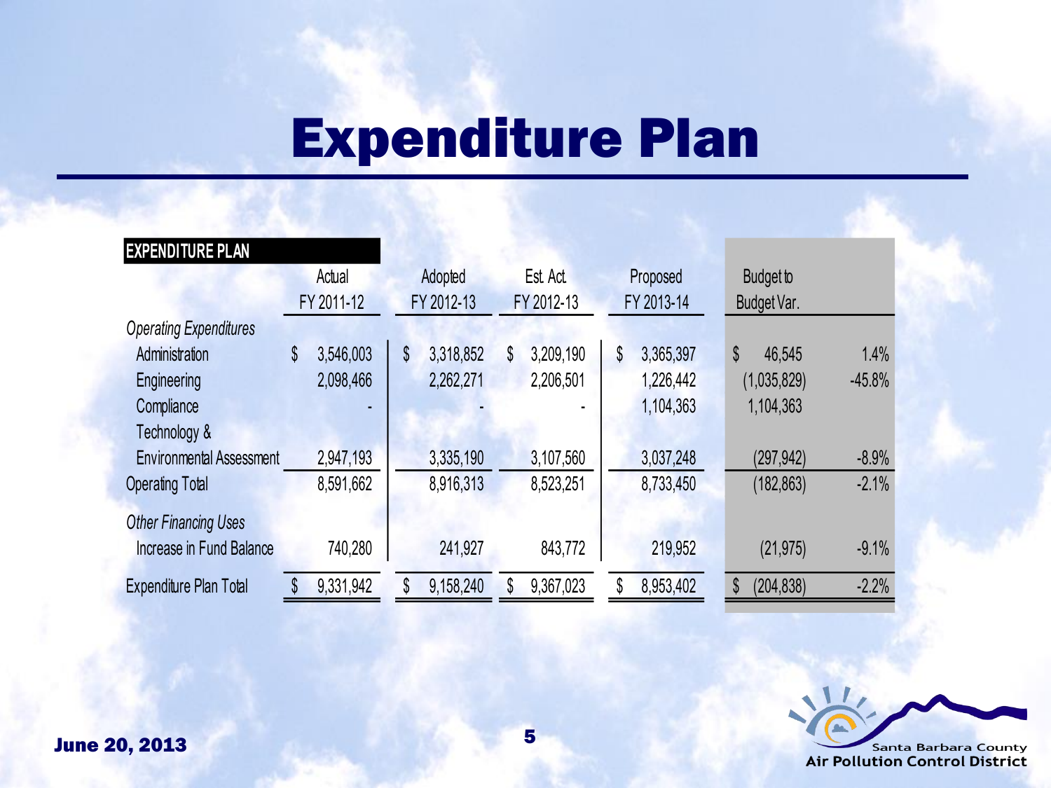# Expenditure Plan

| EXPENDITURE PLAN | Actual FY 2011-12 | Adopted FY 2012-13 | Est. Act. FY 2012-13 | Proposed FY 2013-14 | Budget to Budget Var. | |
|---|---|---|---|---|---|---|
| *Operating Expenditures* | | | | | | |
| Administration | $ 3,546,003 | $ 3,318,852 | $ 3,209,190 | $ 3,365,397 | $ 46,545 | 1.4% |
| Engineering | 2,098,466 | 2,262,271 | 2,206,501 | 1,226,442 | (1,035,829) | -45.8% |
| Compliance | - | - | - | 1,104,363 | 1,104,363 | |
| Technology & Environmental Assessment | 2,947,193 | 3,335,190 | 3,107,560 | 3,037,248 | (297,942) | -8.9% |
| Operating Total | 8,591,662 | 8,916,313 | 8,523,251 | 8,733,450 | (182,863) | -2.1% |
| *Other Financing Uses* | | | | | | |
| Increase in Fund Balance | 740,280 | 241,927 | 843,772 | 219,952 | (21,975) | -9.1% |
| Expenditure Plan Total | $ 9,331,942 | $ 9,158,240 | $ 9,367,023 | $ 8,953,402 | $ (204,838) | -2.2% |

June 20, 2013

Santa Barbara County Air Pollution Control District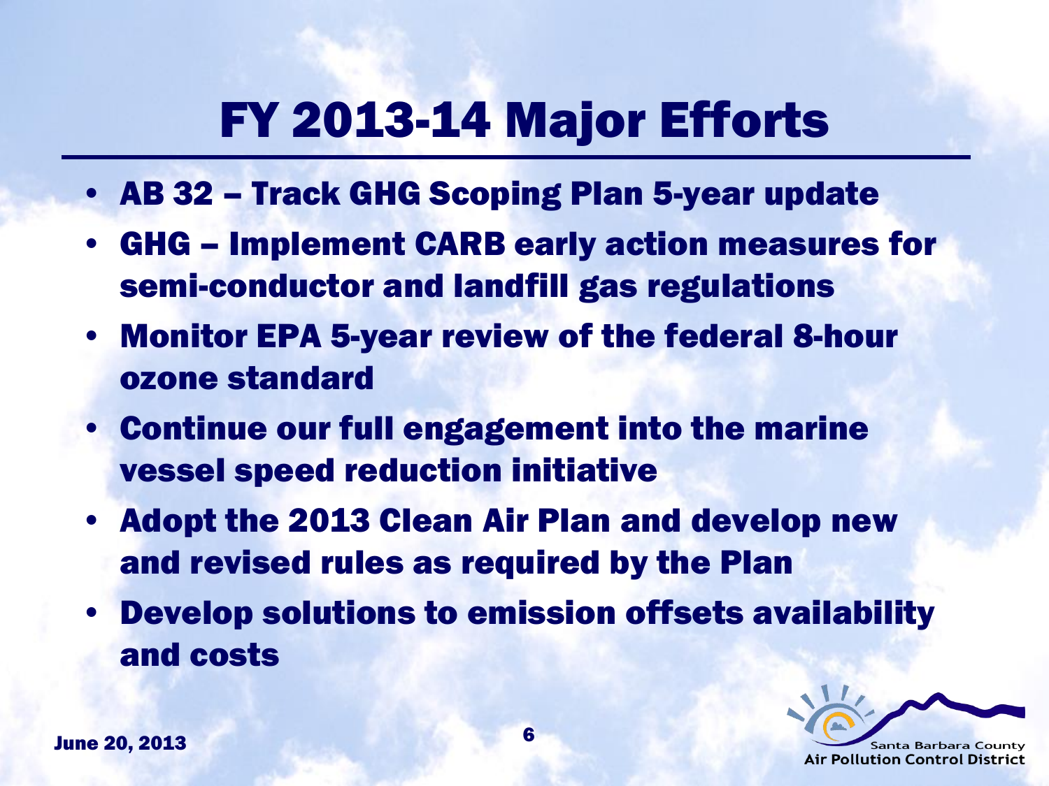# FY 2013-14 Major Efforts

- AB 32 – Track GHG Scoping Plan 5-year update
- GHG – Implement CARB early action measures for semi-conductor and landfill gas regulations
- Monitor EPA 5-year review of the federal 8-hour ozone standard
- Continue our full engagement into the marine vessel speed reduction initiative
- Adopt the 2013 Clean Air Plan and develop new and revised rules as required by the Plan
- Develop solutions to emission offsets availability and costs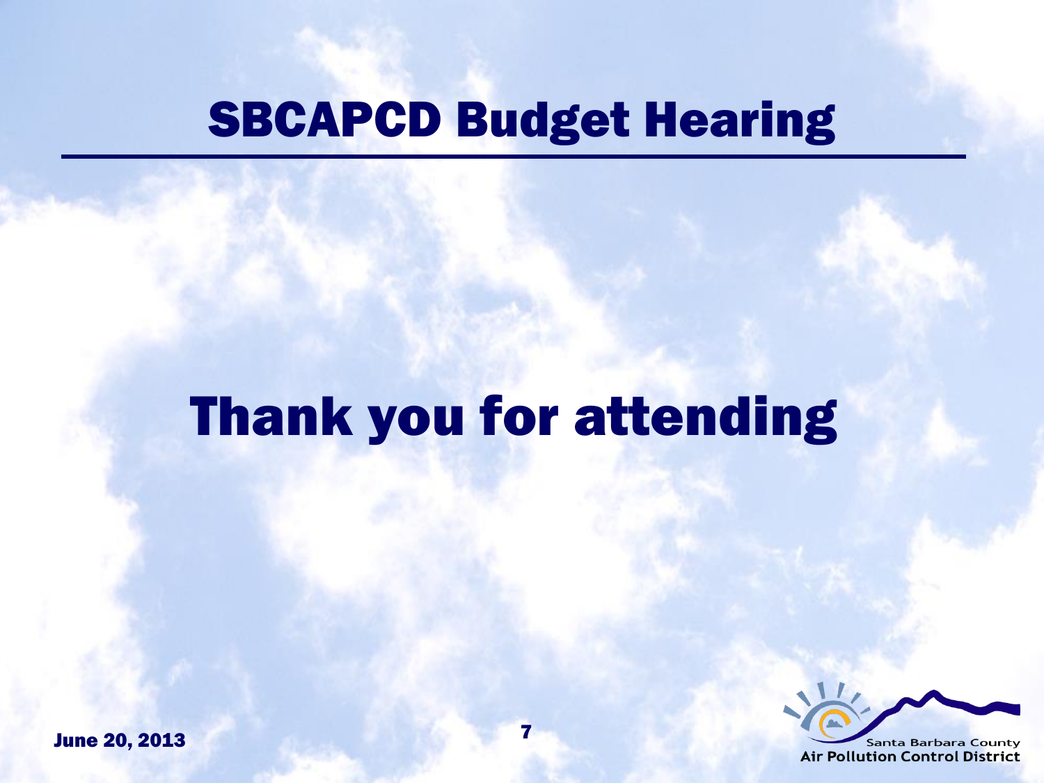# SBCAPCD Budget Hearing

## Thank you for attending

June 20, 2013

Santa Barbara County
Air Pollution Control District